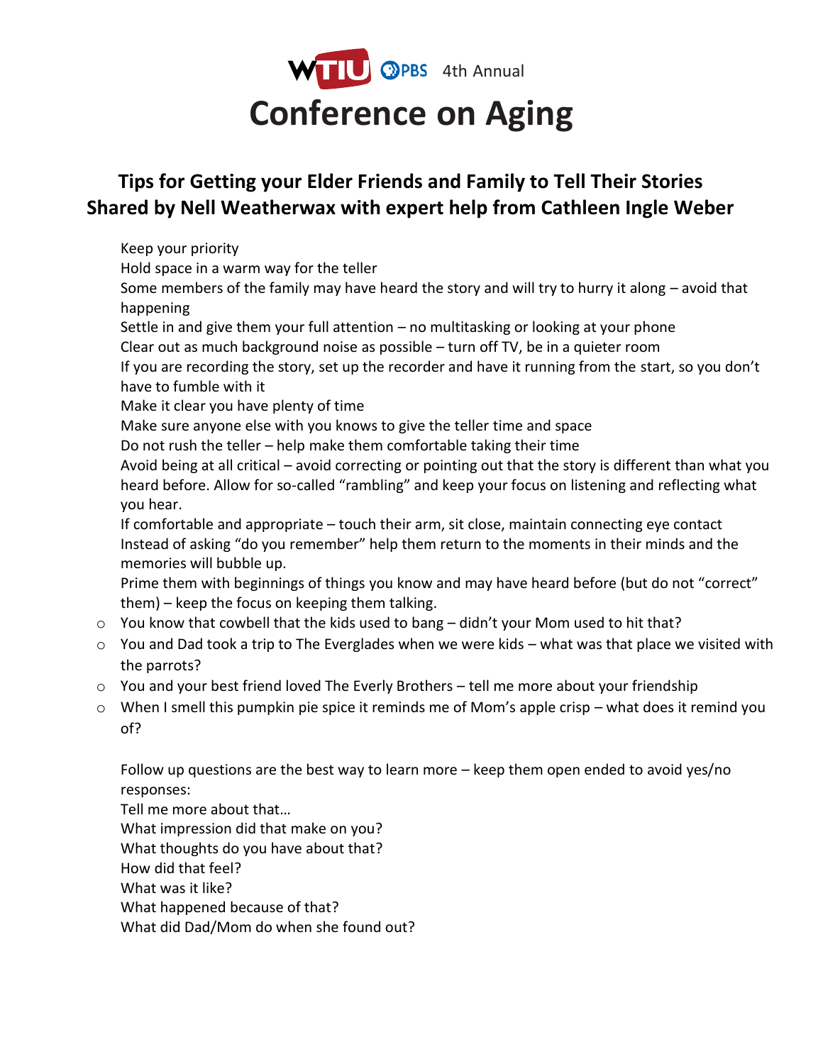WTIU PBS 4th Annual

# Conference on Aging

## Tips for Getting your Elder Friends and Family to Tell Their Stories
## Shared by Nell Weatherwax with expert help from Cathleen Ingle Weber

Keep your priority

Hold space in a warm way for the teller

Some members of the family may have heard the story and will try to hurry it along – avoid that happening

Settle in and give them your full attention – no multitasking or looking at your phone

Clear out as much background noise as possible – turn off TV, be in a quieter room

If you are recording the story, set up the recorder and have it running from the start, so you don't have to fumble with it

Make it clear you have plenty of time

Make sure anyone else with you knows to give the teller time and space

Do not rush the teller – help make them comfortable taking their time

Avoid being at all critical – avoid correcting or pointing out that the story is different than what you heard before. Allow for so-called "rambling" and keep your focus on listening and reflecting what you hear.

If comfortable and appropriate – touch their arm, sit close, maintain connecting eye contact

Instead of asking "do you remember" help them return to the moments in their minds and the memories will bubble up.

Prime them with beginnings of things you know and may have heard before (but do not "correct" them) – keep the focus on keeping them talking.

- You know that cowbell that the kids used to bang – didn't your Mom used to hit that?
- You and Dad took a trip to The Everglades when we were kids – what was that place we visited with the parrots?
- You and your best friend loved The Everly Brothers – tell me more about your friendship
- When I smell this pumpkin pie spice it reminds me of Mom's apple crisp – what does it remind you of?

Follow up questions are the best way to learn more – keep them open ended to avoid yes/no responses:

Tell me more about that…

What impression did that make on you?

What thoughts do you have about that?

How did that feel?

What was it like?

What happened because of that?

What did Dad/Mom do when she found out?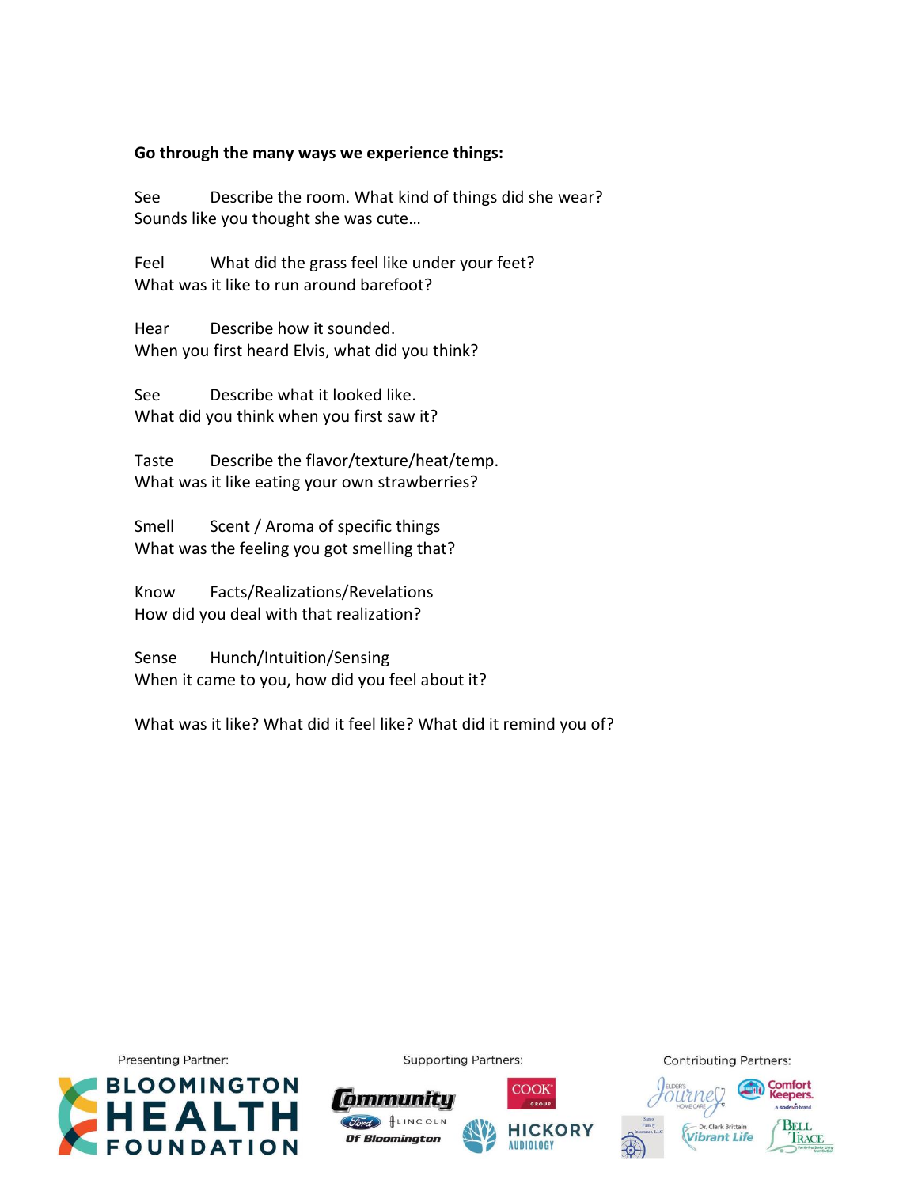**Go through the many ways we experience things:**

See Describe the room. What kind of things did she wear?
Sounds like you thought she was cute…

Feel What did the grass feel like under your feet?
What was it like to run around barefoot?

Hear Describe how it sounded.
When you first heard Elvis, what did you think?

See Describe what it looked like.
What did you think when you first saw it?

Taste Describe the flavor/texture/heat/temp.
What was it like eating your own strawberries?

Smell Scent / Aroma of specific things
What was the feeling you got smelling that?

Know Facts/Realizations/Revelations
How did you deal with that realization?

Sense Hunch/Intuition/Sensing
When it came to you, how did you feel about it?

What was it like? What did it feel like? What did it remind you of?

Presenting Partner: Bloomington Health Foundation

Supporting Partners: Community Ford Lincoln of Bloomington, Cook Group, Hickory Audiology

Contributing Partners: Elder's Journey Home Care, Comfort Keepers, Dr. Clark Brittain Vibrant Life, Bell Trace